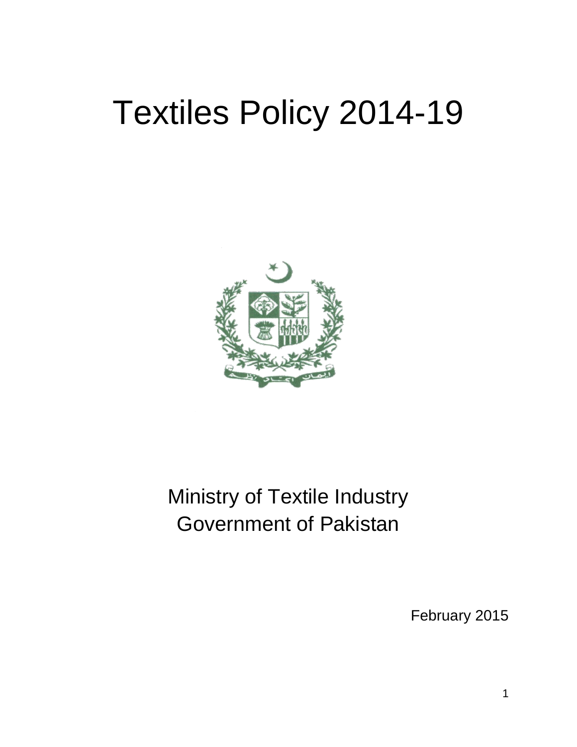# Textiles Policy 2014-19

Ministry of Textile Industry
Government of Pakistan

February 2015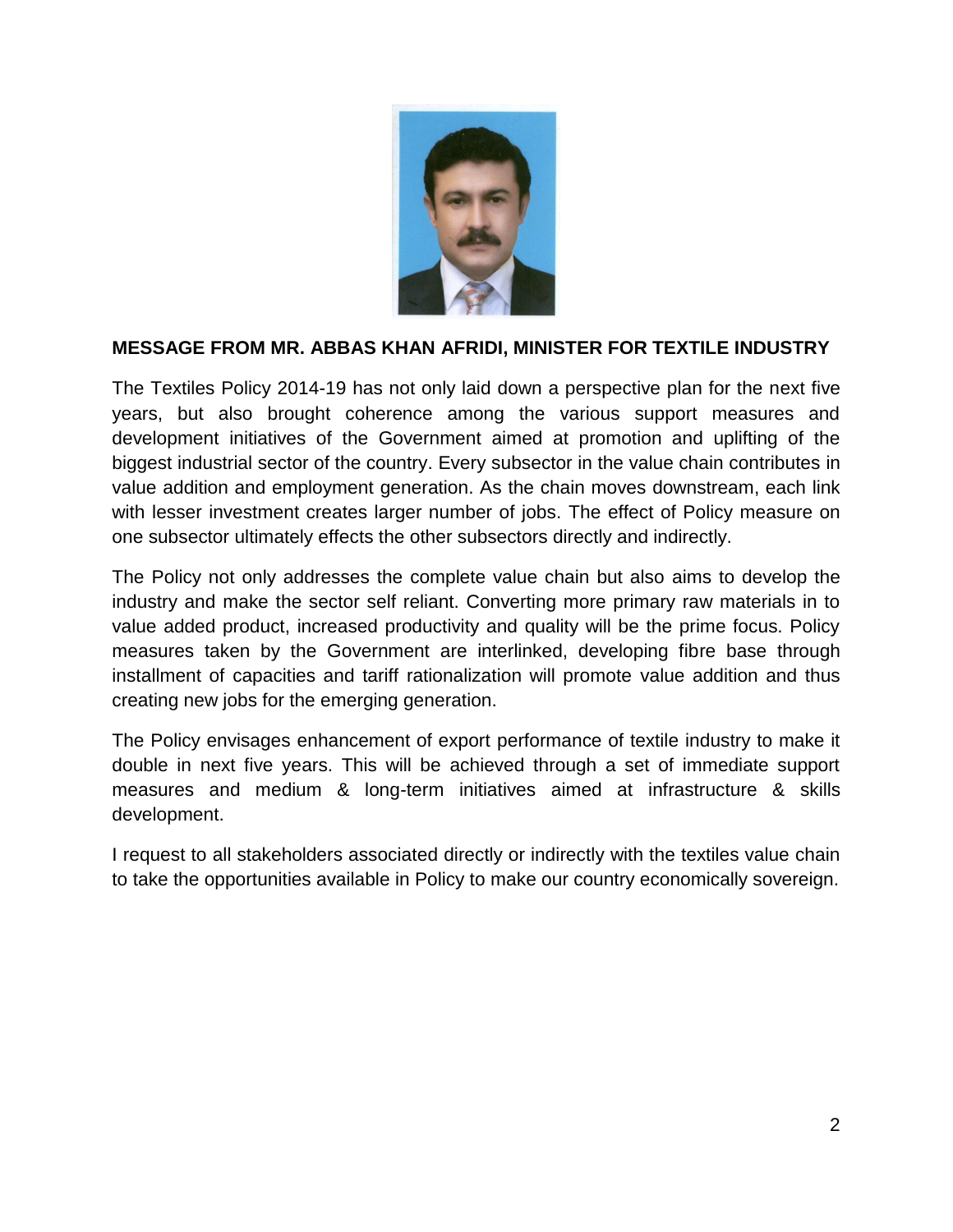## MESSAGE FROM MR. ABBAS KHAN AFRIDI, MINISTER FOR TEXTILE INDUSTRY

The Textiles Policy 2014-19 has not only laid down a perspective plan for the next five years, but also brought coherence among the various support measures and development initiatives of the Government aimed at promotion and uplifting of the biggest industrial sector of the country. Every subsector in the value chain contributes in value addition and employment generation. As the chain moves downstream, each link with lesser investment creates larger number of jobs. The effect of Policy measure on one subsector ultimately effects the other subsectors directly and indirectly.

The Policy not only addresses the complete value chain but also aims to develop the industry and make the sector self reliant. Converting more primary raw materials in to value added product, increased productivity and quality will be the prime focus. Policy measures taken by the Government are interlinked, developing fibre base through installment of capacities and tariff rationalization will promote value addition and thus creating new jobs for the emerging generation.

The Policy envisages enhancement of export performance of textile industry to make it double in next five years. This will be achieved through a set of immediate support measures and medium & long-term initiatives aimed at infrastructure & skills development.

I request to all stakeholders associated directly or indirectly with the textiles value chain to take the opportunities available in Policy to make our country economically sovereign.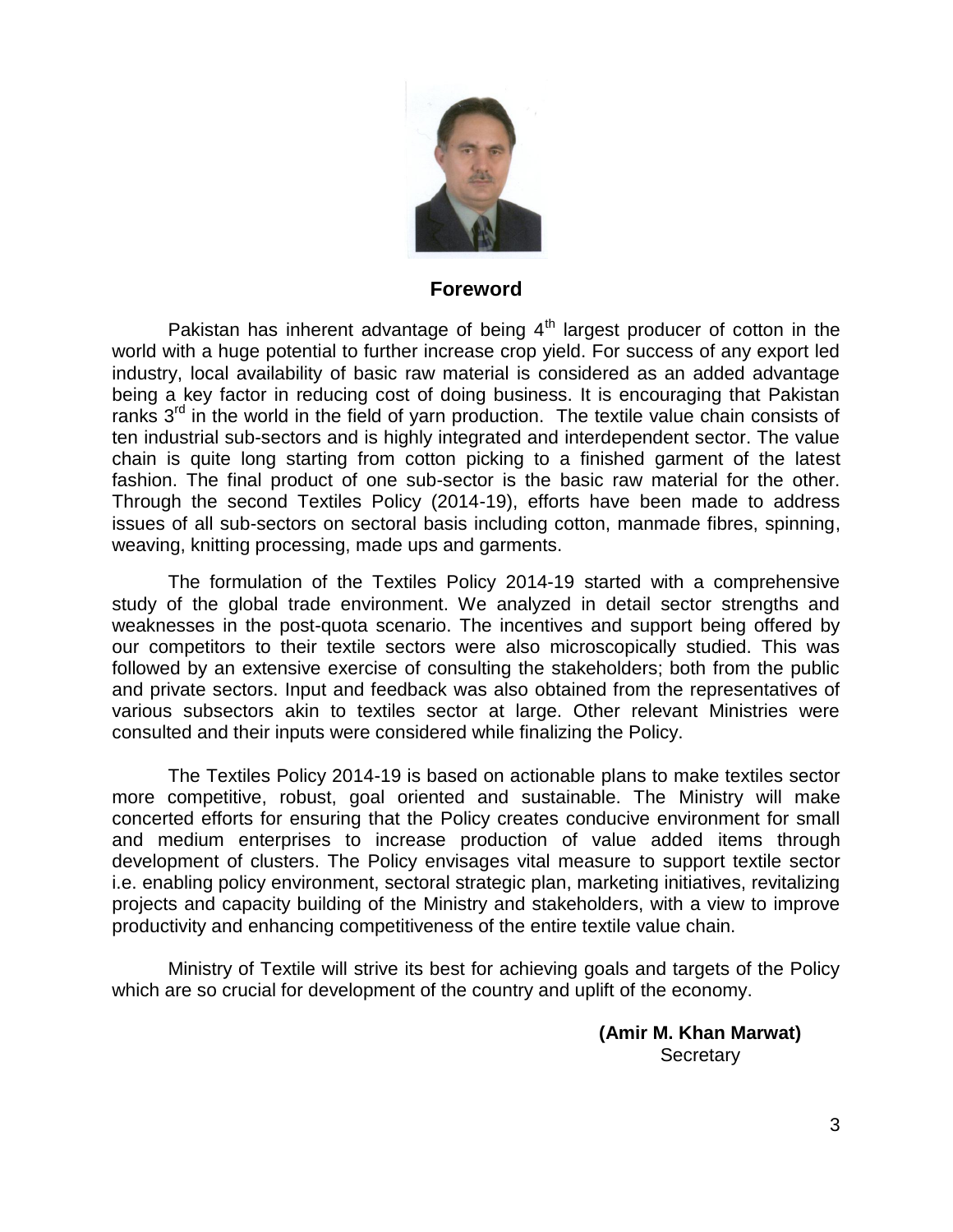## Foreword

Pakistan has inherent advantage of being $4^{th}$ largest producer of cotton in the world with a huge potential to further increase crop yield. For success of any export led industry, local availability of basic raw material is considered as an added advantage being a key factor in reducing cost of doing business. It is encouraging that Pakistan ranks $3^{rd}$ in the world in the field of yarn production. The textile value chain consists of ten industrial sub-sectors and is highly integrated and interdependent sector. The value chain is quite long starting from cotton picking to a finished garment of the latest fashion. The final product of one sub-sector is the basic raw material for the other. Through the second Textiles Policy (2014-19), efforts have been made to address issues of all sub-sectors on sectoral basis including cotton, manmade fibres, spinning, weaving, knitting processing, made ups and garments.

The formulation of the Textiles Policy 2014-19 started with a comprehensive study of the global trade environment. We analyzed in detail sector strengths and weaknesses in the post-quota scenario. The incentives and support being offered by our competitors to their textile sectors were also microscopically studied. This was followed by an extensive exercise of consulting the stakeholders; both from the public and private sectors. Input and feedback was also obtained from the representatives of various subsectors akin to textiles sector at large. Other relevant Ministries were consulted and their inputs were considered while finalizing the Policy.

The Textiles Policy 2014-19 is based on actionable plans to make textiles sector more competitive, robust, goal oriented and sustainable. The Ministry will make concerted efforts for ensuring that the Policy creates conducive environment for small and medium enterprises to increase production of value added items through development of clusters. The Policy envisages vital measure to support textile sector i.e. enabling policy environment, sectoral strategic plan, marketing initiatives, revitalizing projects and capacity building of the Ministry and stakeholders, with a view to improve productivity and enhancing competitiveness of the entire textile value chain.

Ministry of Textile will strive its best for achieving goals and targets of the Policy which are so crucial for development of the country and uplift of the economy.

**(Amir M. Khan Marwat)**
Secretary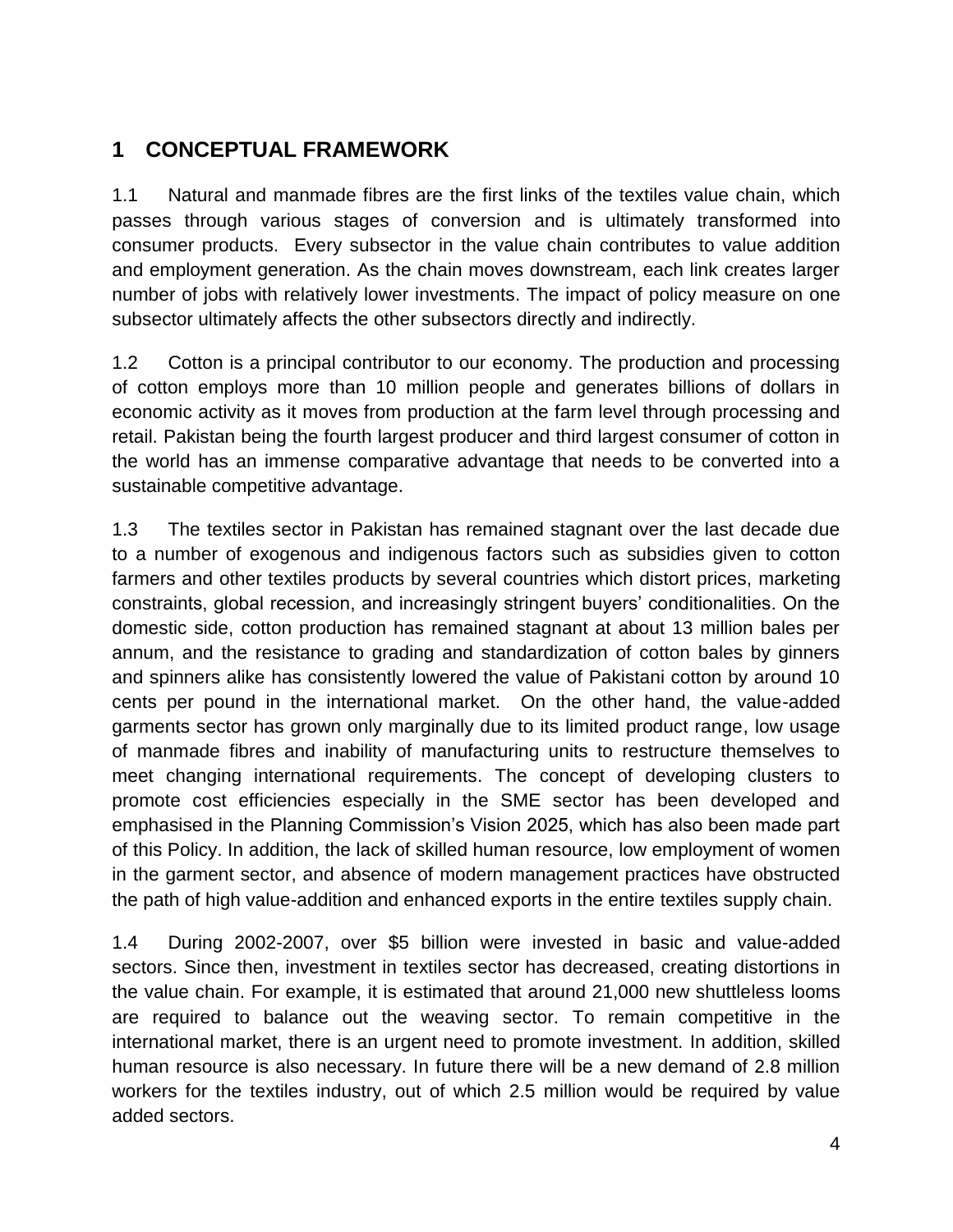# 1 CONCEPTUAL FRAMEWORK

1.1 Natural and manmade fibres are the first links of the textiles value chain, which passes through various stages of conversion and is ultimately transformed into consumer products. Every subsector in the value chain contributes to value addition and employment generation. As the chain moves downstream, each link creates larger number of jobs with relatively lower investments. The impact of policy measure on one subsector ultimately affects the other subsectors directly and indirectly.

1.2 Cotton is a principal contributor to our economy. The production and processing of cotton employs more than 10 million people and generates billions of dollars in economic activity as it moves from production at the farm level through processing and retail. Pakistan being the fourth largest producer and third largest consumer of cotton in the world has an immense comparative advantage that needs to be converted into a sustainable competitive advantage.

1.3 The textiles sector in Pakistan has remained stagnant over the last decade due to a number of exogenous and indigenous factors such as subsidies given to cotton farmers and other textiles products by several countries which distort prices, marketing constraints, global recession, and increasingly stringent buyers' conditionalities. On the domestic side, cotton production has remained stagnant at about 13 million bales per annum, and the resistance to grading and standardization of cotton bales by ginners and spinners alike has consistently lowered the value of Pakistani cotton by around 10 cents per pound in the international market. On the other hand, the value-added garments sector has grown only marginally due to its limited product range, low usage of manmade fibres and inability of manufacturing units to restructure themselves to meet changing international requirements. The concept of developing clusters to promote cost efficiencies especially in the SME sector has been developed and emphasised in the Planning Commission's Vision 2025, which has also been made part of this Policy. In addition, the lack of skilled human resource, low employment of women in the garment sector, and absence of modern management practices have obstructed the path of high value-addition and enhanced exports in the entire textiles supply chain.

1.4 During 2002-2007, over $5 billion were invested in basic and value-added sectors. Since then, investment in textiles sector has decreased, creating distortions in the value chain. For example, it is estimated that around 21,000 new shuttleless looms are required to balance out the weaving sector. To remain competitive in the international market, there is an urgent need to promote investment. In addition, skilled human resource is also necessary. In future there will be a new demand of 2.8 million workers for the textiles industry, out of which 2.5 million would be required by value added sectors.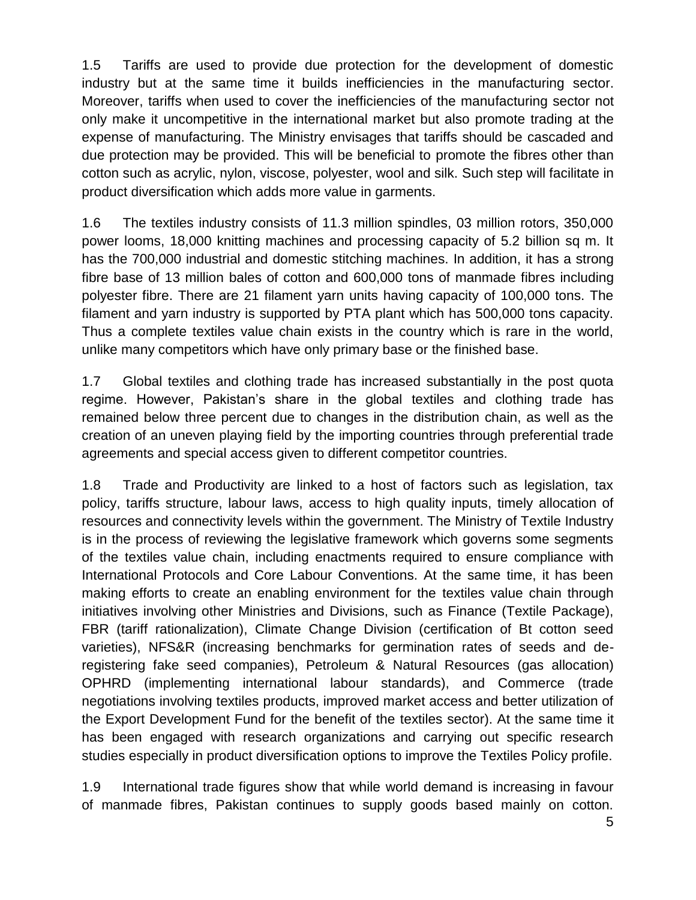1.5 Tariffs are used to provide due protection for the development of domestic industry but at the same time it builds inefficiencies in the manufacturing sector. Moreover, tariffs when used to cover the inefficiencies of the manufacturing sector not only make it uncompetitive in the international market but also promote trading at the expense of manufacturing. The Ministry envisages that tariffs should be cascaded and due protection may be provided. This will be beneficial to promote the fibres other than cotton such as acrylic, nylon, viscose, polyester, wool and silk. Such step will facilitate in product diversification which adds more value in garments.

1.6 The textiles industry consists of 11.3 million spindles, 03 million rotors, 350,000 power looms, 18,000 knitting machines and processing capacity of 5.2 billion sq m. It has the 700,000 industrial and domestic stitching machines. In addition, it has a strong fibre base of 13 million bales of cotton and 600,000 tons of manmade fibres including polyester fibre. There are 21 filament yarn units having capacity of 100,000 tons. The filament and yarn industry is supported by PTA plant which has 500,000 tons capacity. Thus a complete textiles value chain exists in the country which is rare in the world, unlike many competitors which have only primary base or the finished base.

1.7 Global textiles and clothing trade has increased substantially in the post quota regime. However, Pakistan's share in the global textiles and clothing trade has remained below three percent due to changes in the distribution chain, as well as the creation of an uneven playing field by the importing countries through preferential trade agreements and special access given to different competitor countries.

1.8 Trade and Productivity are linked to a host of factors such as legislation, tax policy, tariffs structure, labour laws, access to high quality inputs, timely allocation of resources and connectivity levels within the government. The Ministry of Textile Industry is in the process of reviewing the legislative framework which governs some segments of the textiles value chain, including enactments required to ensure compliance with International Protocols and Core Labour Conventions. At the same time, it has been making efforts to create an enabling environment for the textiles value chain through initiatives involving other Ministries and Divisions, such as Finance (Textile Package), FBR (tariff rationalization), Climate Change Division (certification of Bt cotton seed varieties), NFS&R (increasing benchmarks for germination rates of seeds and de-registering fake seed companies), Petroleum & Natural Resources (gas allocation) OPHRD (implementing international labour standards), and Commerce (trade negotiations involving textiles products, improved market access and better utilization of the Export Development Fund for the benefit of the textiles sector). At the same time it has been engaged with research organizations and carrying out specific research studies especially in product diversification options to improve the Textiles Policy profile.

1.9 International trade figures show that while world demand is increasing in favour of manmade fibres, Pakistan continues to supply goods based mainly on cotton.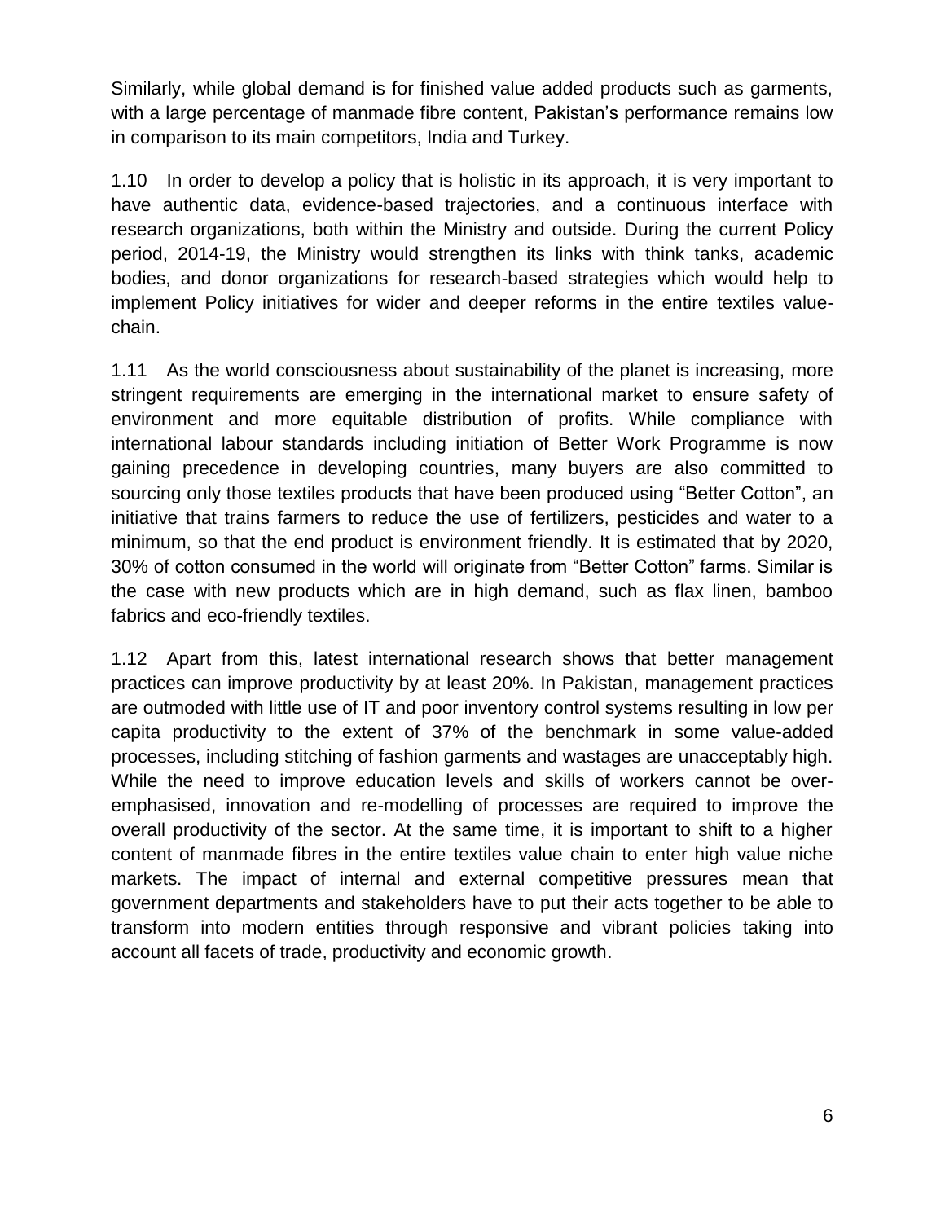Similarly, while global demand is for finished value added products such as garments, with a large percentage of manmade fibre content, Pakistan's performance remains low in comparison to its main competitors, India and Turkey.

1.10 In order to develop a policy that is holistic in its approach, it is very important to have authentic data, evidence-based trajectories, and a continuous interface with research organizations, both within the Ministry and outside. During the current Policy period, 2014-19, the Ministry would strengthen its links with think tanks, academic bodies, and donor organizations for research-based strategies which would help to implement Policy initiatives for wider and deeper reforms in the entire textiles value-chain.

1.11 As the world consciousness about sustainability of the planet is increasing, more stringent requirements are emerging in the international market to ensure safety of environment and more equitable distribution of profits. While compliance with international labour standards including initiation of Better Work Programme is now gaining precedence in developing countries, many buyers are also committed to sourcing only those textiles products that have been produced using "Better Cotton", an initiative that trains farmers to reduce the use of fertilizers, pesticides and water to a minimum, so that the end product is environment friendly. It is estimated that by 2020, 30% of cotton consumed in the world will originate from "Better Cotton" farms. Similar is the case with new products which are in high demand, such as flax linen, bamboo fabrics and eco-friendly textiles.

1.12 Apart from this, latest international research shows that better management practices can improve productivity by at least 20%. In Pakistan, management practices are outmoded with little use of IT and poor inventory control systems resulting in low per capita productivity to the extent of 37% of the benchmark in some value-added processes, including stitching of fashion garments and wastages are unacceptably high. While the need to improve education levels and skills of workers cannot be over-emphasised, innovation and re-modelling of processes are required to improve the overall productivity of the sector. At the same time, it is important to shift to a higher content of manmade fibres in the entire textiles value chain to enter high value niche markets. The impact of internal and external competitive pressures mean that government departments and stakeholders have to put their acts together to be able to transform into modern entities through responsive and vibrant policies taking into account all facets of trade, productivity and economic growth.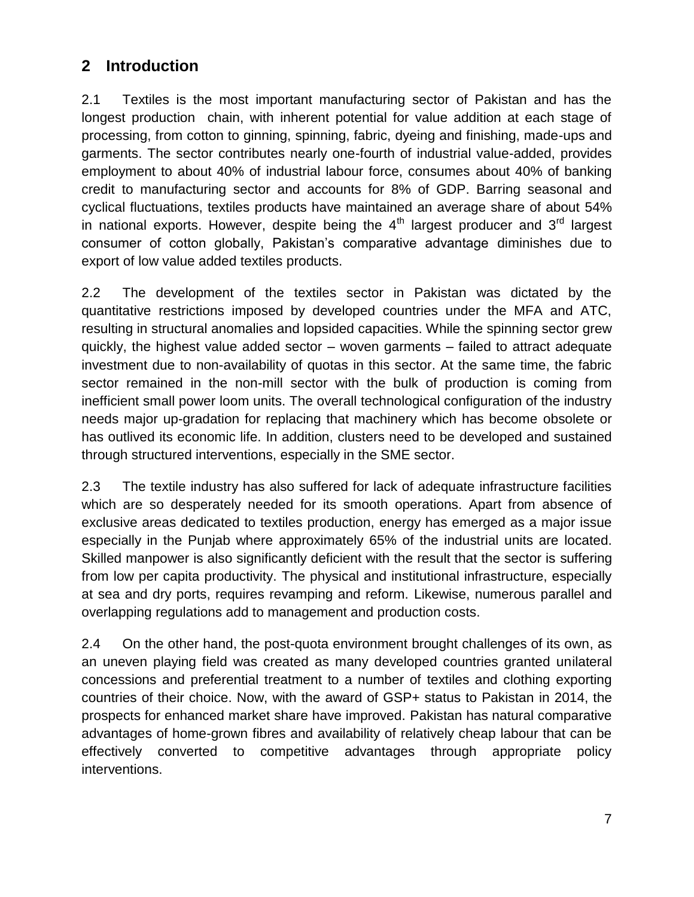## 2 Introduction

2.1 Textiles is the most important manufacturing sector of Pakistan and has the longest production chain, with inherent potential for value addition at each stage of processing, from cotton to ginning, spinning, fabric, dyeing and finishing, made-ups and garments. The sector contributes nearly one-fourth of industrial value-added, provides employment to about 40% of industrial labour force, consumes about 40% of banking credit to manufacturing sector and accounts for 8% of GDP. Barring seasonal and cyclical fluctuations, textiles products have maintained an average share of about 54% in national exports. However, despite being the 4th largest producer and 3rd largest consumer of cotton globally, Pakistan's comparative advantage diminishes due to export of low value added textiles products.

2.2 The development of the textiles sector in Pakistan was dictated by the quantitative restrictions imposed by developed countries under the MFA and ATC, resulting in structural anomalies and lopsided capacities. While the spinning sector grew quickly, the highest value added sector – woven garments – failed to attract adequate investment due to non-availability of quotas in this sector. At the same time, the fabric sector remained in the non-mill sector with the bulk of production is coming from inefficient small power loom units. The overall technological configuration of the industry needs major up-gradation for replacing that machinery which has become obsolete or has outlived its economic life. In addition, clusters need to be developed and sustained through structured interventions, especially in the SME sector.

2.3 The textile industry has also suffered for lack of adequate infrastructure facilities which are so desperately needed for its smooth operations. Apart from absence of exclusive areas dedicated to textiles production, energy has emerged as a major issue especially in the Punjab where approximately 65% of the industrial units are located. Skilled manpower is also significantly deficient with the result that the sector is suffering from low per capita productivity. The physical and institutional infrastructure, especially at sea and dry ports, requires revamping and reform. Likewise, numerous parallel and overlapping regulations add to management and production costs.

2.4 On the other hand, the post-quota environment brought challenges of its own, as an uneven playing field was created as many developed countries granted unilateral concessions and preferential treatment to a number of textiles and clothing exporting countries of their choice. Now, with the award of GSP+ status to Pakistan in 2014, the prospects for enhanced market share have improved. Pakistan has natural comparative advantages of home-grown fibres and availability of relatively cheap labour that can be effectively converted to competitive advantages through appropriate policy interventions.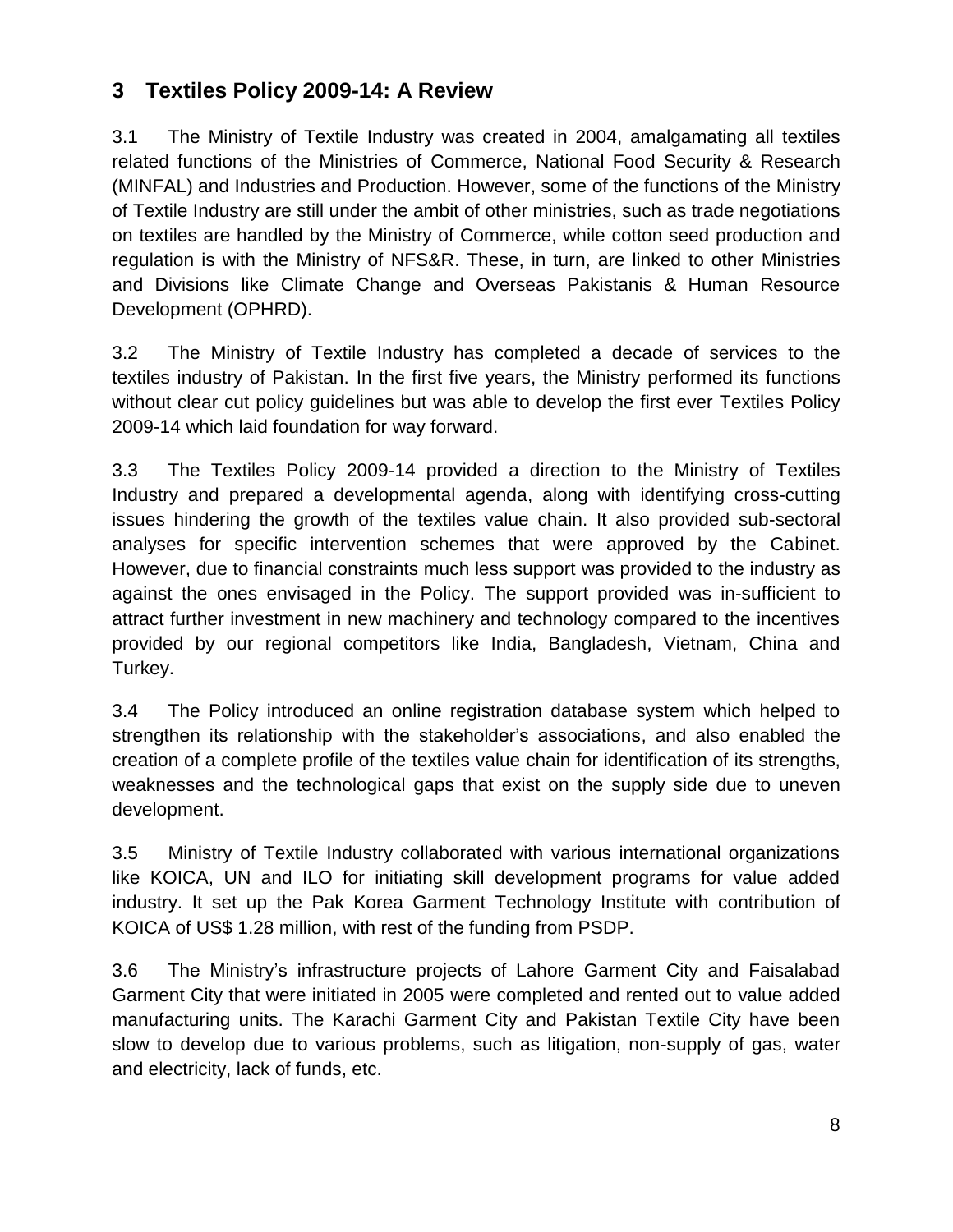## 3 Textiles Policy 2009-14: A Review

3.1 The Ministry of Textile Industry was created in 2004, amalgamating all textiles related functions of the Ministries of Commerce, National Food Security & Research (MINFAL) and Industries and Production. However, some of the functions of the Ministry of Textile Industry are still under the ambit of other ministries, such as trade negotiations on textiles are handled by the Ministry of Commerce, while cotton seed production and regulation is with the Ministry of NFS&R. These, in turn, are linked to other Ministries and Divisions like Climate Change and Overseas Pakistanis & Human Resource Development (OPHRD).

3.2 The Ministry of Textile Industry has completed a decade of services to the textiles industry of Pakistan. In the first five years, the Ministry performed its functions without clear cut policy guidelines but was able to develop the first ever Textiles Policy 2009-14 which laid foundation for way forward.

3.3 The Textiles Policy 2009-14 provided a direction to the Ministry of Textiles Industry and prepared a developmental agenda, along with identifying cross-cutting issues hindering the growth of the textiles value chain. It also provided sub-sectoral analyses for specific intervention schemes that were approved by the Cabinet. However, due to financial constraints much less support was provided to the industry as against the ones envisaged in the Policy. The support provided was in-sufficient to attract further investment in new machinery and technology compared to the incentives provided by our regional competitors like India, Bangladesh, Vietnam, China and Turkey.

3.4 The Policy introduced an online registration database system which helped to strengthen its relationship with the stakeholder's associations, and also enabled the creation of a complete profile of the textiles value chain for identification of its strengths, weaknesses and the technological gaps that exist on the supply side due to uneven development.

3.5 Ministry of Textile Industry collaborated with various international organizations like KOICA, UN and ILO for initiating skill development programs for value added industry. It set up the Pak Korea Garment Technology Institute with contribution of KOICA of US$ 1.28 million, with rest of the funding from PSDP.

3.6 The Ministry's infrastructure projects of Lahore Garment City and Faisalabad Garment City that were initiated in 2005 were completed and rented out to value added manufacturing units. The Karachi Garment City and Pakistan Textile City have been slow to develop due to various problems, such as litigation, non-supply of gas, water and electricity, lack of funds, etc.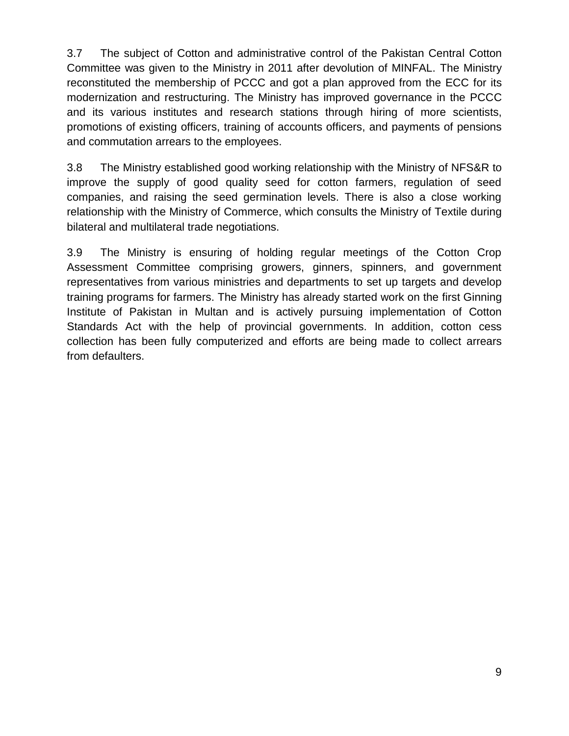3.7 The subject of Cotton and administrative control of the Pakistan Central Cotton Committee was given to the Ministry in 2011 after devolution of MINFAL. The Ministry reconstituted the membership of PCCC and got a plan approved from the ECC for its modernization and restructuring. The Ministry has improved governance in the PCCC and its various institutes and research stations through hiring of more scientists, promotions of existing officers, training of accounts officers, and payments of pensions and commutation arrears to the employees.

3.8 The Ministry established good working relationship with the Ministry of NFS&R to improve the supply of good quality seed for cotton farmers, regulation of seed companies, and raising the seed germination levels. There is also a close working relationship with the Ministry of Commerce, which consults the Ministry of Textile during bilateral and multilateral trade negotiations.

3.9 The Ministry is ensuring of holding regular meetings of the Cotton Crop Assessment Committee comprising growers, ginners, spinners, and government representatives from various ministries and departments to set up targets and develop training programs for farmers. The Ministry has already started work on the first Ginning Institute of Pakistan in Multan and is actively pursuing implementation of Cotton Standards Act with the help of provincial governments. In addition, cotton cess collection has been fully computerized and efforts are being made to collect arrears from defaulters.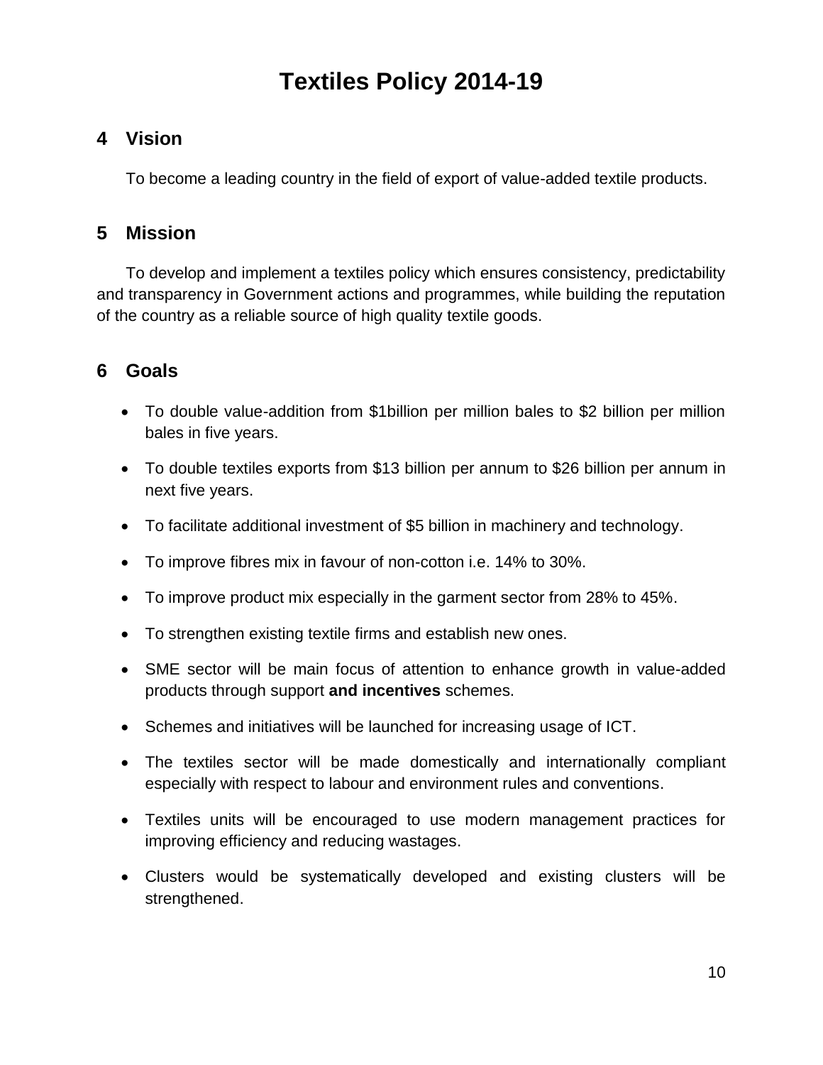# Textiles Policy 2014-19

## 4 Vision

To become a leading country in the field of export of value-added textile products.

## 5 Mission

To develop and implement a textiles policy which ensures consistency, predictability and transparency in Government actions and programmes, while building the reputation of the country as a reliable source of high quality textile goods.

## 6 Goals

- To double value-addition from $1billion per million bales to $2 billion per million bales in five years.
- To double textiles exports from $13 billion per annum to $26 billion per annum in next five years.
- To facilitate additional investment of $5 billion in machinery and technology.
- To improve fibres mix in favour of non-cotton i.e. 14% to 30%.
- To improve product mix especially in the garment sector from 28% to 45%.
- To strengthen existing textile firms and establish new ones.
- SME sector will be main focus of attention to enhance growth in value-added products through support **and incentives** schemes.
- Schemes and initiatives will be launched for increasing usage of ICT.
- The textiles sector will be made domestically and internationally compliant especially with respect to labour and environment rules and conventions.
- Textiles units will be encouraged to use modern management practices for improving efficiency and reducing wastages.
- Clusters would be systematically developed and existing clusters will be strengthened.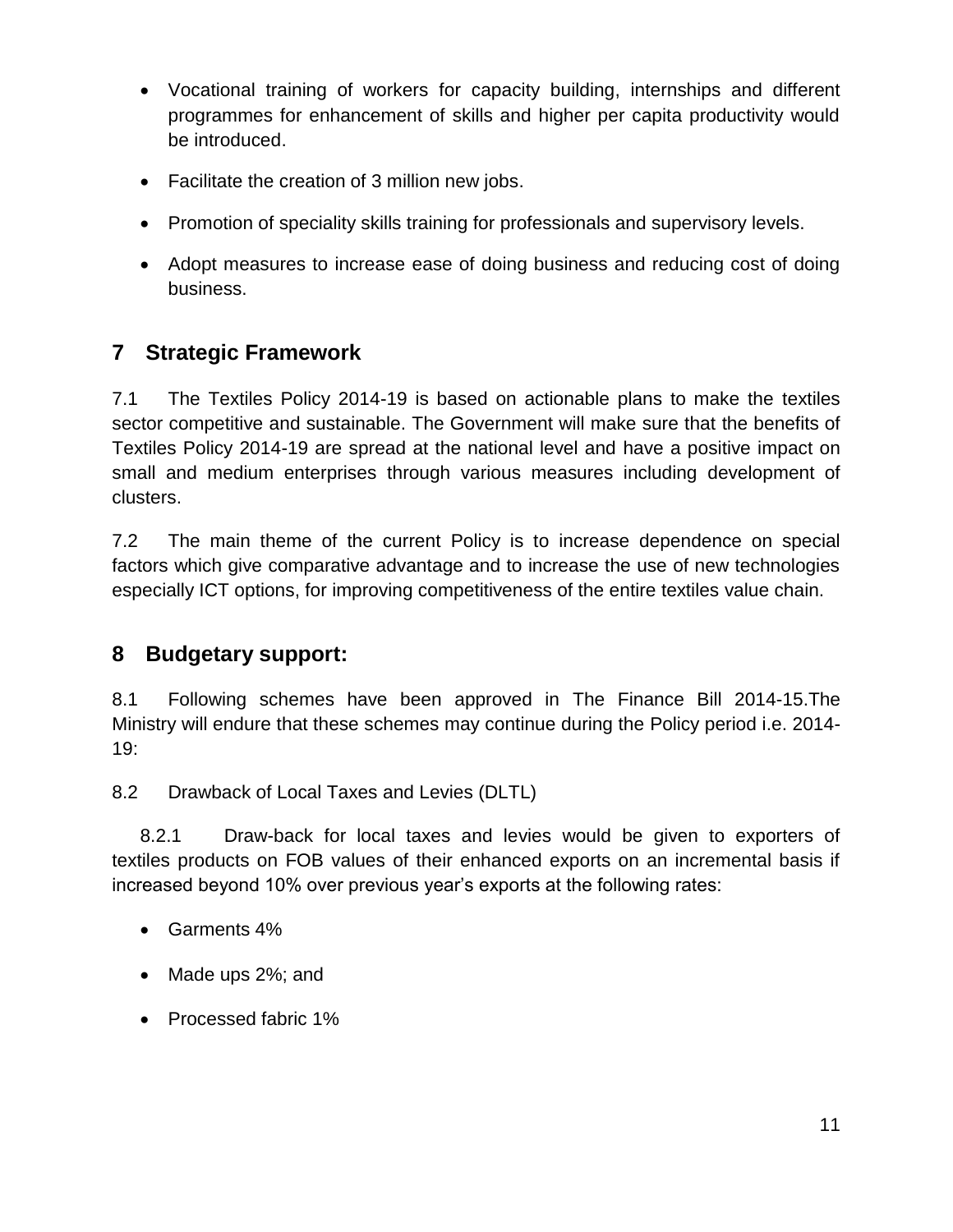- Vocational training of workers for capacity building, internships and different programmes for enhancement of skills and higher per capita productivity would be introduced.
- Facilitate the creation of 3 million new jobs.
- Promotion of speciality skills training for professionals and supervisory levels.
- Adopt measures to increase ease of doing business and reducing cost of doing business.

## 7 Strategic Framework

7.1 The Textiles Policy 2014-19 is based on actionable plans to make the textiles sector competitive and sustainable. The Government will make sure that the benefits of Textiles Policy 2014-19 are spread at the national level and have a positive impact on small and medium enterprises through various measures including development of clusters.

7.2 The main theme of the current Policy is to increase dependence on special factors which give comparative advantage and to increase the use of new technologies especially ICT options, for improving competitiveness of the entire textiles value chain.

## 8 Budgetary support:

8.1 Following schemes have been approved in The Finance Bill 2014-15.The Ministry will endure that these schemes may continue during the Policy period i.e. 2014-19:

8.2 Drawback of Local Taxes and Levies (DLTL)

8.2.1 Draw-back for local taxes and levies would be given to exporters of textiles products on FOB values of their enhanced exports on an incremental basis if increased beyond 10% over previous year's exports at the following rates:

- Garments 4%
- Made ups 2%; and
- Processed fabric 1%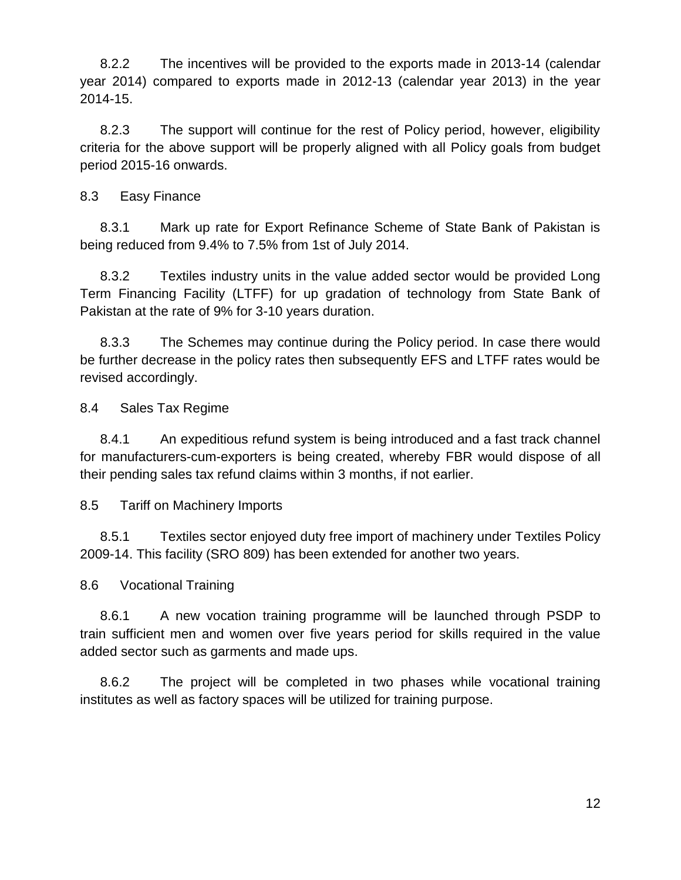8.2.2 The incentives will be provided to the exports made in 2013-14 (calendar year 2014) compared to exports made in 2012-13 (calendar year 2013) in the year 2014-15.

8.2.3 The support will continue for the rest of Policy period, however, eligibility criteria for the above support will be properly aligned with all Policy goals from budget period 2015-16 onwards.

## 8.3 Easy Finance

8.3.1 Mark up rate for Export Refinance Scheme of State Bank of Pakistan is being reduced from 9.4% to 7.5% from 1st of July 2014.

8.3.2 Textiles industry units in the value added sector would be provided Long Term Financing Facility (LTFF) for up gradation of technology from State Bank of Pakistan at the rate of 9% for 3-10 years duration.

8.3.3 The Schemes may continue during the Policy period. In case there would be further decrease in the policy rates then subsequently EFS and LTFF rates would be revised accordingly.

## 8.4 Sales Tax Regime

8.4.1 An expeditious refund system is being introduced and a fast track channel for manufacturers-cum-exporters is being created, whereby FBR would dispose of all their pending sales tax refund claims within 3 months, if not earlier.

## 8.5 Tariff on Machinery Imports

8.5.1 Textiles sector enjoyed duty free import of machinery under Textiles Policy 2009-14. This facility (SRO 809) has been extended for another two years.

## 8.6 Vocational Training

8.6.1 A new vocation training programme will be launched through PSDP to train sufficient men and women over five years period for skills required in the value added sector such as garments and made ups.

8.6.2 The project will be completed in two phases while vocational training institutes as well as factory spaces will be utilized for training purpose.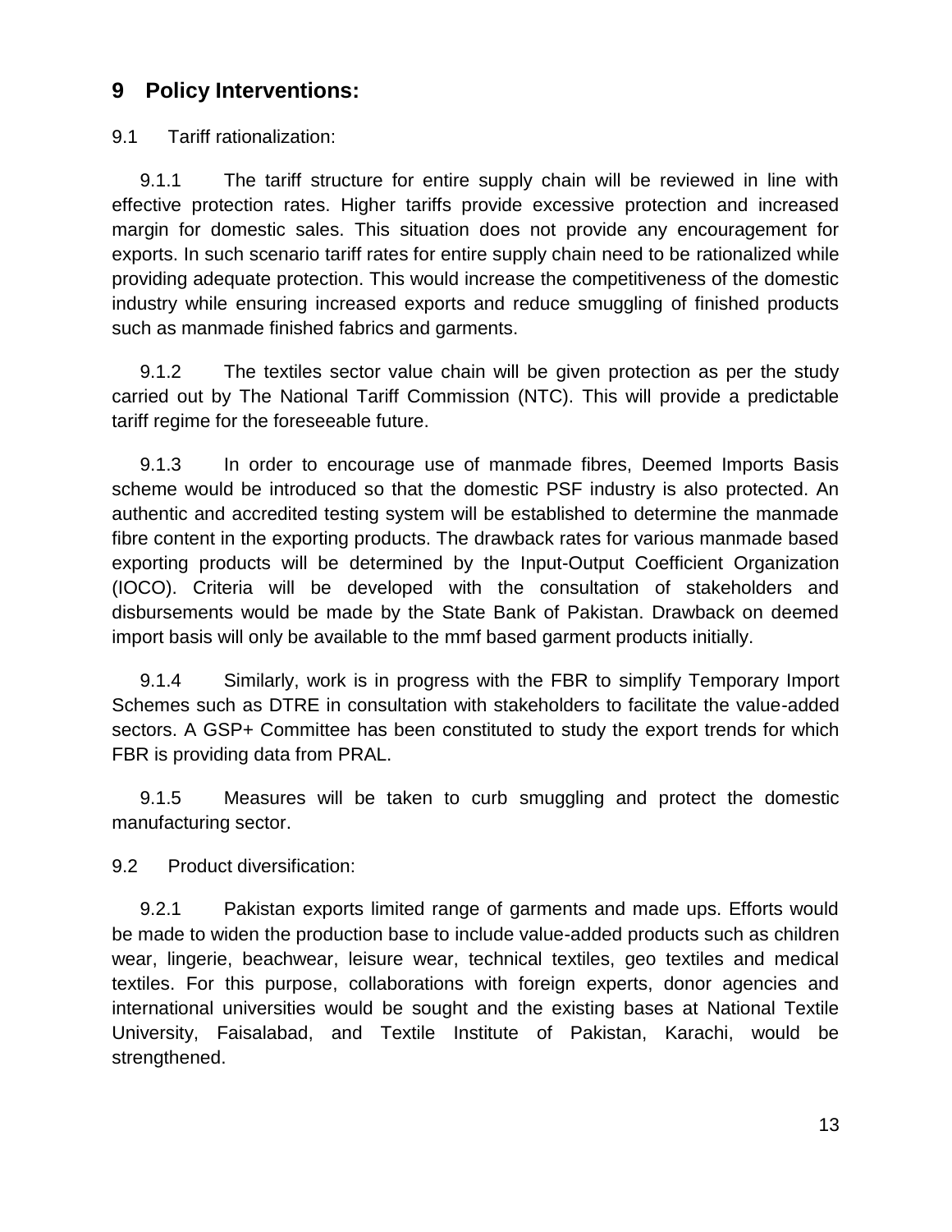## 9 Policy Interventions:

9.1 Tariff rationalization:

9.1.1 The tariff structure for entire supply chain will be reviewed in line with effective protection rates. Higher tariffs provide excessive protection and increased margin for domestic sales. This situation does not provide any encouragement for exports. In such scenario tariff rates for entire supply chain need to be rationalized while providing adequate protection. This would increase the competitiveness of the domestic industry while ensuring increased exports and reduce smuggling of finished products such as manmade finished fabrics and garments.

9.1.2 The textiles sector value chain will be given protection as per the study carried out by The National Tariff Commission (NTC). This will provide a predictable tariff regime for the foreseeable future.

9.1.3 In order to encourage use of manmade fibres, Deemed Imports Basis scheme would be introduced so that the domestic PSF industry is also protected. An authentic and accredited testing system will be established to determine the manmade fibre content in the exporting products. The drawback rates for various manmade based exporting products will be determined by the Input-Output Coefficient Organization (IOCO). Criteria will be developed with the consultation of stakeholders and disbursements would be made by the State Bank of Pakistan. Drawback on deemed import basis will only be available to the mmf based garment products initially.

9.1.4 Similarly, work is in progress with the FBR to simplify Temporary Import Schemes such as DTRE in consultation with stakeholders to facilitate the value-added sectors. A GSP+ Committee has been constituted to study the export trends for which FBR is providing data from PRAL.

9.1.5 Measures will be taken to curb smuggling and protect the domestic manufacturing sector.

9.2 Product diversification:

9.2.1 Pakistan exports limited range of garments and made ups. Efforts would be made to widen the production base to include value-added products such as children wear, lingerie, beachwear, leisure wear, technical textiles, geo textiles and medical textiles. For this purpose, collaborations with foreign experts, donor agencies and international universities would be sought and the existing bases at National Textile University, Faisalabad, and Textile Institute of Pakistan, Karachi, would be strengthened.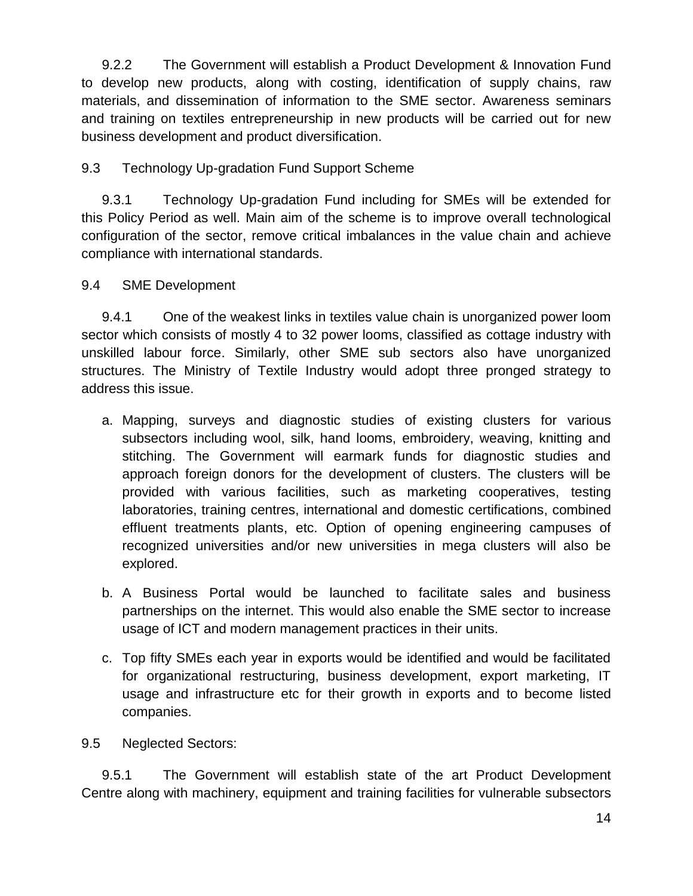9.2.2 The Government will establish a Product Development & Innovation Fund to develop new products, along with costing, identification of supply chains, raw materials, and dissemination of information to the SME sector. Awareness seminars and training on textiles entrepreneurship in new products will be carried out for new business development and product diversification.

## 9.3 Technology Up-gradation Fund Support Scheme

9.3.1 Technology Up-gradation Fund including for SMEs will be extended for this Policy Period as well. Main aim of the scheme is to improve overall technological configuration of the sector, remove critical imbalances in the value chain and achieve compliance with international standards.

## 9.4 SME Development

9.4.1 One of the weakest links in textiles value chain is unorganized power loom sector which consists of mostly 4 to 32 power looms, classified as cottage industry with unskilled labour force. Similarly, other SME sub sectors also have unorganized structures. The Ministry of Textile Industry would adopt three pronged strategy to address this issue.

a. Mapping, surveys and diagnostic studies of existing clusters for various subsectors including wool, silk, hand looms, embroidery, weaving, knitting and stitching. The Government will earmark funds for diagnostic studies and approach foreign donors for the development of clusters. The clusters will be provided with various facilities, such as marketing cooperatives, testing laboratories, training centres, international and domestic certifications, combined effluent treatments plants, etc. Option of opening engineering campuses of recognized universities and/or new universities in mega clusters will also be explored.

b. A Business Portal would be launched to facilitate sales and business partnerships on the internet. This would also enable the SME sector to increase usage of ICT and modern management practices in their units.

c. Top fifty SMEs each year in exports would be identified and would be facilitated for organizational restructuring, business development, export marketing, IT usage and infrastructure etc for their growth in exports and to become listed companies.

## 9.5 Neglected Sectors:

9.5.1 The Government will establish state of the art Product Development Centre along with machinery, equipment and training facilities for vulnerable subsectors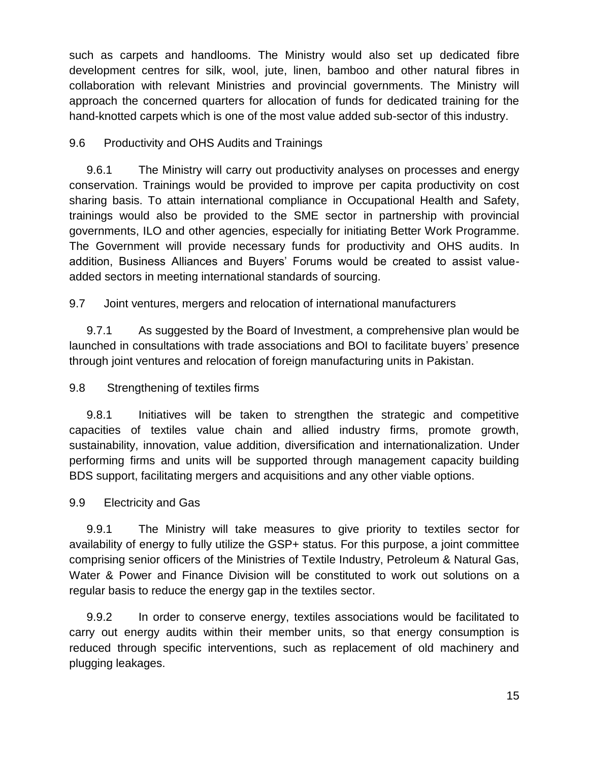such as carpets and handlooms. The Ministry would also set up dedicated fibre development centres for silk, wool, jute, linen, bamboo and other natural fibres in collaboration with relevant Ministries and provincial governments. The Ministry will approach the concerned quarters for allocation of funds for dedicated training for the hand-knotted carpets which is one of the most value added sub-sector of this industry.

### 9.6 Productivity and OHS Audits and Trainings

9.6.1 The Ministry will carry out productivity analyses on processes and energy conservation. Trainings would be provided to improve per capita productivity on cost sharing basis. To attain international compliance in Occupational Health and Safety, trainings would also be provided to the SME sector in partnership with provincial governments, ILO and other agencies, especially for initiating Better Work Programme. The Government will provide necessary funds for productivity and OHS audits. In addition, Business Alliances and Buyers' Forums would be created to assist value-added sectors in meeting international standards of sourcing.

### 9.7 Joint ventures, mergers and relocation of international manufacturers

9.7.1 As suggested by the Board of Investment, a comprehensive plan would be launched in consultations with trade associations and BOI to facilitate buyers' presence through joint ventures and relocation of foreign manufacturing units in Pakistan.

### 9.8 Strengthening of textiles firms

9.8.1 Initiatives will be taken to strengthen the strategic and competitive capacities of textiles value chain and allied industry firms, promote growth, sustainability, innovation, value addition, diversification and internationalization. Under performing firms and units will be supported through management capacity building BDS support, facilitating mergers and acquisitions and any other viable options.

### 9.9 Electricity and Gas

9.9.1 The Ministry will take measures to give priority to textiles sector for availability of energy to fully utilize the GSP+ status. For this purpose, a joint committee comprising senior officers of the Ministries of Textile Industry, Petroleum & Natural Gas, Water & Power and Finance Division will be constituted to work out solutions on a regular basis to reduce the energy gap in the textiles sector.

9.9.2 In order to conserve energy, textiles associations would be facilitated to carry out energy audits within their member units, so that energy consumption is reduced through specific interventions, such as replacement of old machinery and plugging leakages.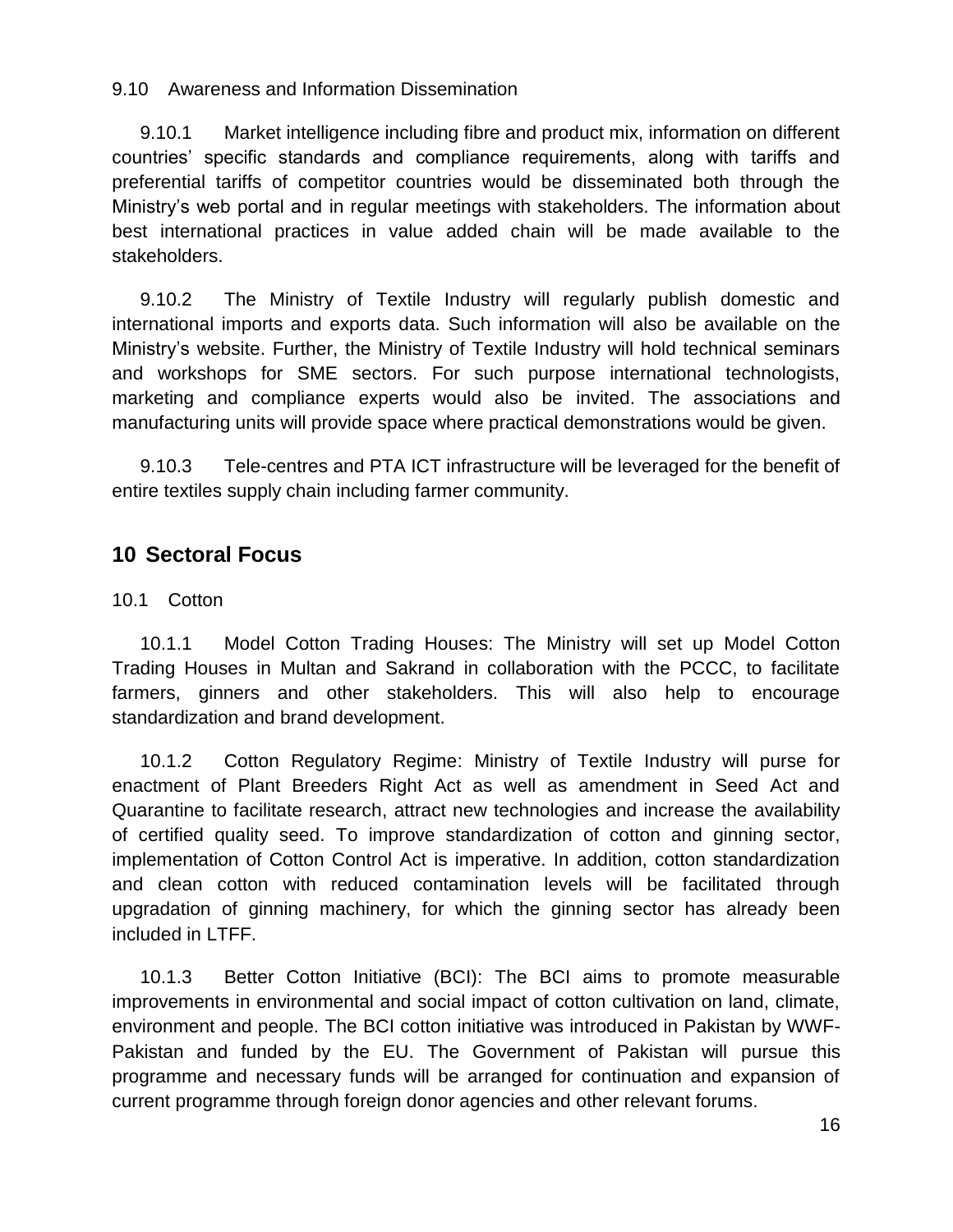### 9.10 Awareness and Information Dissemination

9.10.1 Market intelligence including fibre and product mix, information on different countries' specific standards and compliance requirements, along with tariffs and preferential tariffs of competitor countries would be disseminated both through the Ministry's web portal and in regular meetings with stakeholders. The information about best international practices in value added chain will be made available to the stakeholders.

9.10.2 The Ministry of Textile Industry will regularly publish domestic and international imports and exports data. Such information will also be available on the Ministry's website. Further, the Ministry of Textile Industry will hold technical seminars and workshops for SME sectors. For such purpose international technologists, marketing and compliance experts would also be invited. The associations and manufacturing units will provide space where practical demonstrations would be given.

9.10.3 Tele-centres and PTA ICT infrastructure will be leveraged for the benefit of entire textiles supply chain including farmer community.

## 10 Sectoral Focus

### 10.1 Cotton

10.1.1 Model Cotton Trading Houses: The Ministry will set up Model Cotton Trading Houses in Multan and Sakrand in collaboration with the PCCC, to facilitate farmers, ginners and other stakeholders. This will also help to encourage standardization and brand development.

10.1.2 Cotton Regulatory Regime: Ministry of Textile Industry will purse for enactment of Plant Breeders Right Act as well as amendment in Seed Act and Quarantine to facilitate research, attract new technologies and increase the availability of certified quality seed. To improve standardization of cotton and ginning sector, implementation of Cotton Control Act is imperative. In addition, cotton standardization and clean cotton with reduced contamination levels will be facilitated through upgradation of ginning machinery, for which the ginning sector has already been included in LTFF.

10.1.3 Better Cotton Initiative (BCI): The BCI aims to promote measurable improvements in environmental and social impact of cotton cultivation on land, climate, environment and people. The BCI cotton initiative was introduced in Pakistan by WWF-Pakistan and funded by the EU. The Government of Pakistan will pursue this programme and necessary funds will be arranged for continuation and expansion of current programme through foreign donor agencies and other relevant forums.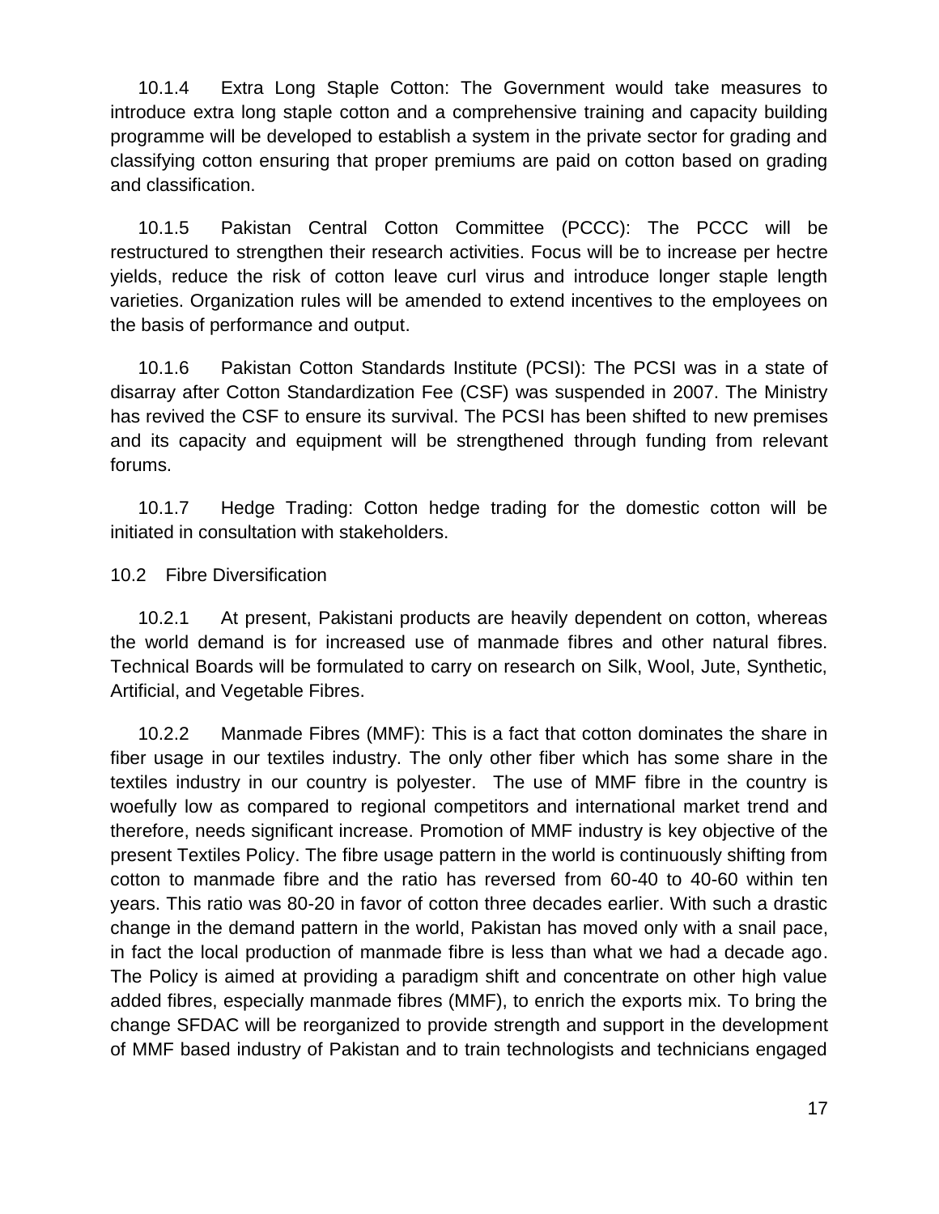10.1.4 Extra Long Staple Cotton: The Government would take measures to introduce extra long staple cotton and a comprehensive training and capacity building programme will be developed to establish a system in the private sector for grading and classifying cotton ensuring that proper premiums are paid on cotton based on grading and classification.

10.1.5 Pakistan Central Cotton Committee (PCCC): The PCCC will be restructured to strengthen their research activities. Focus will be to increase per hectre yields, reduce the risk of cotton leave curl virus and introduce longer staple length varieties. Organization rules will be amended to extend incentives to the employees on the basis of performance and output.

10.1.6 Pakistan Cotton Standards Institute (PCSI): The PCSI was in a state of disarray after Cotton Standardization Fee (CSF) was suspended in 2007. The Ministry has revived the CSF to ensure its survival. The PCSI has been shifted to new premises and its capacity and equipment will be strengthened through funding from relevant forums.

10.1.7 Hedge Trading: Cotton hedge trading for the domestic cotton will be initiated in consultation with stakeholders.

### 10.2 Fibre Diversification

10.2.1 At present, Pakistani products are heavily dependent on cotton, whereas the world demand is for increased use of manmade fibres and other natural fibres. Technical Boards will be formulated to carry on research on Silk, Wool, Jute, Synthetic, Artificial, and Vegetable Fibres.

10.2.2 Manmade Fibres (MMF): This is a fact that cotton dominates the share in fiber usage in our textiles industry. The only other fiber which has some share in the textiles industry in our country is polyester. The use of MMF fibre in the country is woefully low as compared to regional competitors and international market trend and therefore, needs significant increase. Promotion of MMF industry is key objective of the present Textiles Policy. The fibre usage pattern in the world is continuously shifting from cotton to manmade fibre and the ratio has reversed from 60-40 to 40-60 within ten years. This ratio was 80-20 in favor of cotton three decades earlier. With such a drastic change in the demand pattern in the world, Pakistan has moved only with a snail pace, in fact the local production of manmade fibre is less than what we had a decade ago. The Policy is aimed at providing a paradigm shift and concentrate on other high value added fibres, especially manmade fibres (MMF), to enrich the exports mix. To bring the change SFDAC will be reorganized to provide strength and support in the development of MMF based industry of Pakistan and to train technologists and technicians engaged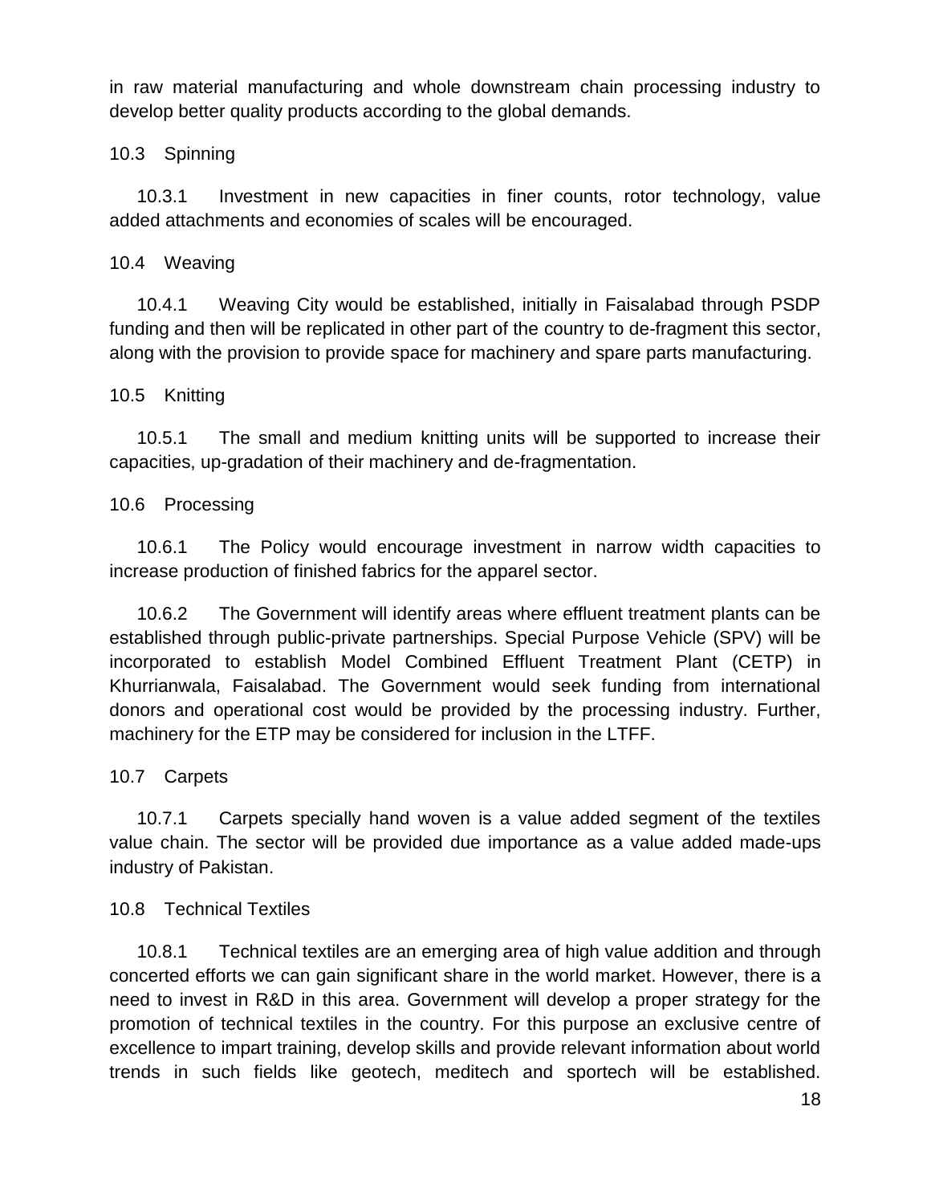in raw material manufacturing and whole downstream chain processing industry to develop better quality products according to the global demands.

### 10.3 Spinning

10.3.1 Investment in new capacities in finer counts, rotor technology, value added attachments and economies of scales will be encouraged.

### 10.4 Weaving

10.4.1 Weaving City would be established, initially in Faisalabad through PSDP funding and then will be replicated in other part of the country to de-fragment this sector, along with the provision to provide space for machinery and spare parts manufacturing.

### 10.5 Knitting

10.5.1 The small and medium knitting units will be supported to increase their capacities, up-gradation of their machinery and de-fragmentation.

### 10.6 Processing

10.6.1 The Policy would encourage investment in narrow width capacities to increase production of finished fabrics for the apparel sector.

10.6.2 The Government will identify areas where effluent treatment plants can be established through public-private partnerships. Special Purpose Vehicle (SPV) will be incorporated to establish Model Combined Effluent Treatment Plant (CETP) in Khurrianwala, Faisalabad. The Government would seek funding from international donors and operational cost would be provided by the processing industry. Further, machinery for the ETP may be considered for inclusion in the LTFF.

### 10.7 Carpets

10.7.1 Carpets specially hand woven is a value added segment of the textiles value chain. The sector will be provided due importance as a value added made-ups industry of Pakistan.

### 10.8 Technical Textiles

10.8.1 Technical textiles are an emerging area of high value addition and through concerted efforts we can gain significant share in the world market. However, there is a need to invest in R&D in this area. Government will develop a proper strategy for the promotion of technical textiles in the country. For this purpose an exclusive centre of excellence to impart training, develop skills and provide relevant information about world trends in such fields like geotech, meditech and sportech will be established.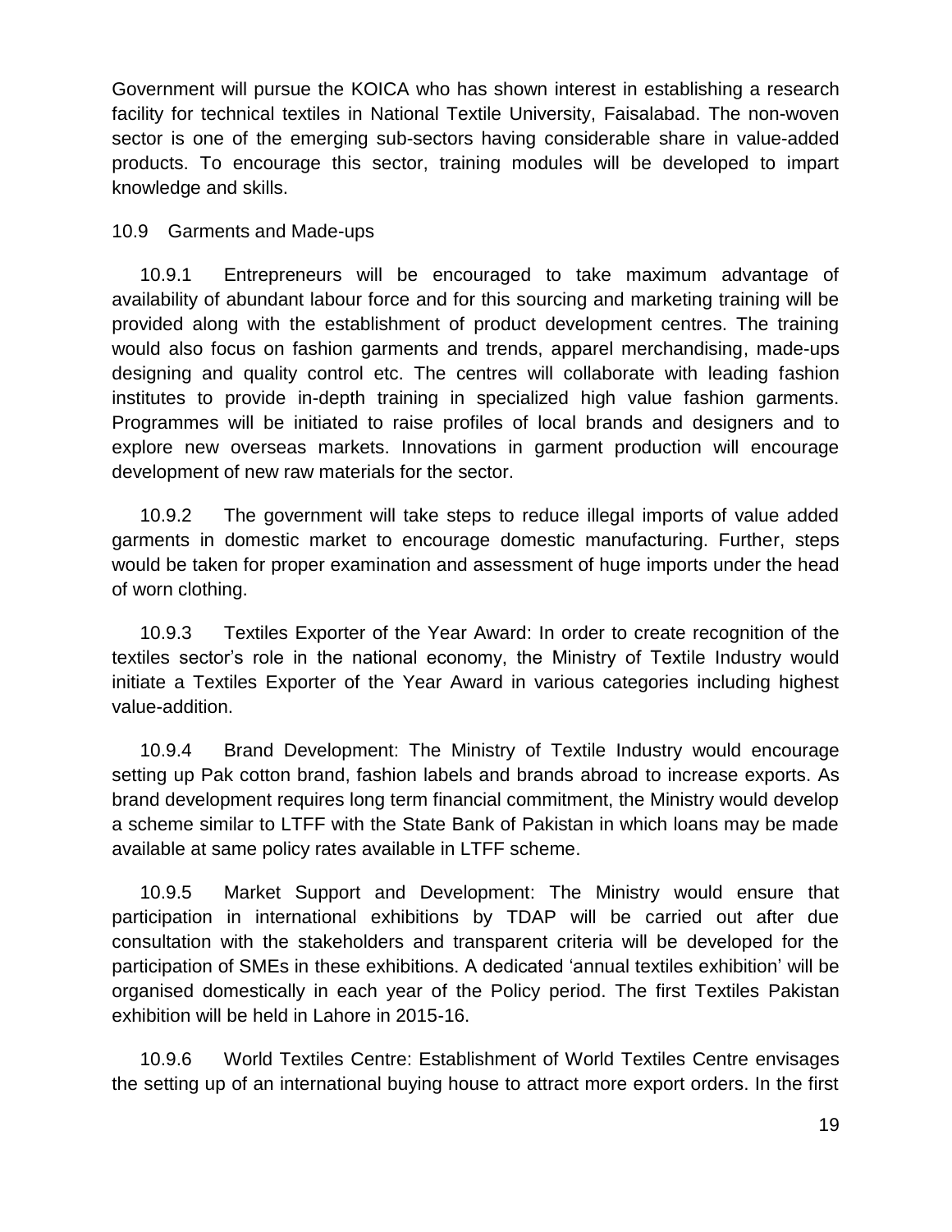Government will pursue the KOICA who has shown interest in establishing a research facility for technical textiles in National Textile University, Faisalabad. The non-woven sector is one of the emerging sub-sectors having considerable share in value-added products. To encourage this sector, training modules will be developed to impart knowledge and skills.

## 10.9 Garments and Made-ups

10.9.1 Entrepreneurs will be encouraged to take maximum advantage of availability of abundant labour force and for this sourcing and marketing training will be provided along with the establishment of product development centres. The training would also focus on fashion garments and trends, apparel merchandising, made-ups designing and quality control etc. The centres will collaborate with leading fashion institutes to provide in-depth training in specialized high value fashion garments. Programmes will be initiated to raise profiles of local brands and designers and to explore new overseas markets. Innovations in garment production will encourage development of new raw materials for the sector.

10.9.2 The government will take steps to reduce illegal imports of value added garments in domestic market to encourage domestic manufacturing. Further, steps would be taken for proper examination and assessment of huge imports under the head of worn clothing.

10.9.3 Textiles Exporter of the Year Award: In order to create recognition of the textiles sector's role in the national economy, the Ministry of Textile Industry would initiate a Textiles Exporter of the Year Award in various categories including highest value-addition.

10.9.4 Brand Development: The Ministry of Textile Industry would encourage setting up Pak cotton brand, fashion labels and brands abroad to increase exports. As brand development requires long term financial commitment, the Ministry would develop a scheme similar to LTFF with the State Bank of Pakistan in which loans may be made available at same policy rates available in LTFF scheme.

10.9.5 Market Support and Development: The Ministry would ensure that participation in international exhibitions by TDAP will be carried out after due consultation with the stakeholders and transparent criteria will be developed for the participation of SMEs in these exhibitions. A dedicated 'annual textiles exhibition' will be organised domestically in each year of the Policy period. The first Textiles Pakistan exhibition will be held in Lahore in 2015-16.

10.9.6 World Textiles Centre: Establishment of World Textiles Centre envisages the setting up of an international buying house to attract more export orders. In the first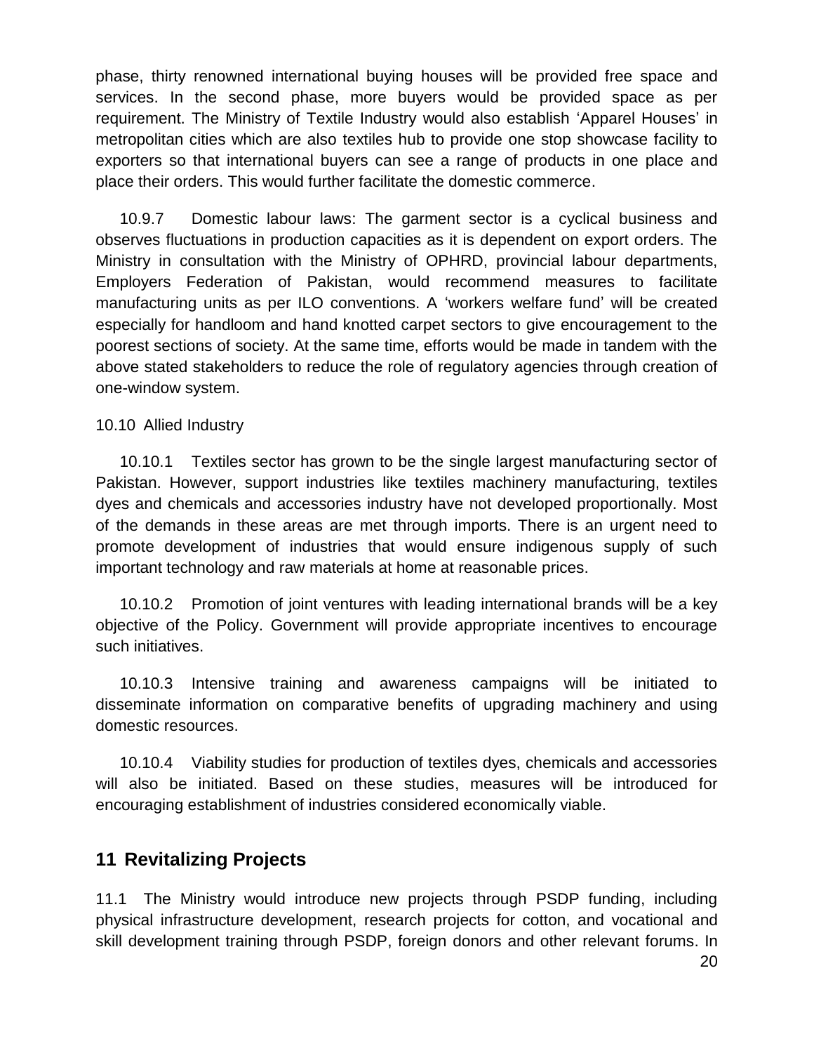phase, thirty renowned international buying houses will be provided free space and services. In the second phase, more buyers would be provided space as per requirement. The Ministry of Textile Industry would also establish 'Apparel Houses' in metropolitan cities which are also textiles hub to provide one stop showcase facility to exporters so that international buyers can see a range of products in one place and place their orders. This would further facilitate the domestic commerce.

10.9.7 Domestic labour laws: The garment sector is a cyclical business and observes fluctuations in production capacities as it is dependent on export orders. The Ministry in consultation with the Ministry of OPHRD, provincial labour departments, Employers Federation of Pakistan, would recommend measures to facilitate manufacturing units as per ILO conventions. A 'workers welfare fund' will be created especially for handloom and hand knotted carpet sectors to give encouragement to the poorest sections of society. At the same time, efforts would be made in tandem with the above stated stakeholders to reduce the role of regulatory agencies through creation of one-window system.

10.10 Allied Industry

10.10.1 Textiles sector has grown to be the single largest manufacturing sector of Pakistan. However, support industries like textiles machinery manufacturing, textiles dyes and chemicals and accessories industry have not developed proportionally. Most of the demands in these areas are met through imports. There is an urgent need to promote development of industries that would ensure indigenous supply of such important technology and raw materials at home at reasonable prices.

10.10.2 Promotion of joint ventures with leading international brands will be a key objective of the Policy. Government will provide appropriate incentives to encourage such initiatives.

10.10.3 Intensive training and awareness campaigns will be initiated to disseminate information on comparative benefits of upgrading machinery and using domestic resources.

10.10.4 Viability studies for production of textiles dyes, chemicals and accessories will also be initiated. Based on these studies, measures will be introduced for encouraging establishment of industries considered economically viable.

## 11 Revitalizing Projects

11.1 The Ministry would introduce new projects through PSDP funding, including physical infrastructure development, research projects for cotton, and vocational and skill development training through PSDP, foreign donors and other relevant forums. In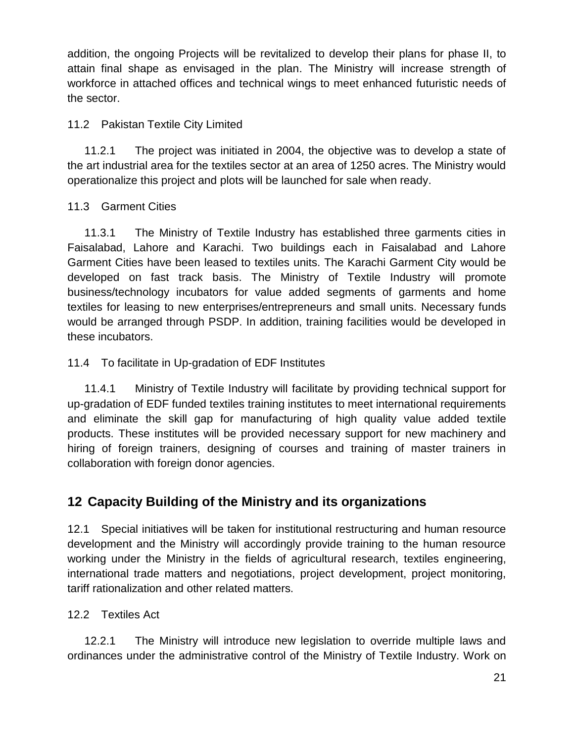addition, the ongoing Projects will be revitalized to develop their plans for phase II, to attain final shape as envisaged in the plan. The Ministry will increase strength of workforce in attached offices and technical wings to meet enhanced futuristic needs of the sector.

### 11.2 Pakistan Textile City Limited

11.2.1 The project was initiated in 2004, the objective was to develop a state of the art industrial area for the textiles sector at an area of 1250 acres. The Ministry would operationalize this project and plots will be launched for sale when ready.

### 11.3 Garment Cities

11.3.1 The Ministry of Textile Industry has established three garments cities in Faisalabad, Lahore and Karachi. Two buildings each in Faisalabad and Lahore Garment Cities have been leased to textiles units. The Karachi Garment City would be developed on fast track basis. The Ministry of Textile Industry will promote business/technology incubators for value added segments of garments and home textiles for leasing to new enterprises/entrepreneurs and small units. Necessary funds would be arranged through PSDP. In addition, training facilities would be developed in these incubators.

### 11.4 To facilitate in Up-gradation of EDF Institutes

11.4.1 Ministry of Textile Industry will facilitate by providing technical support for up-gradation of EDF funded textiles training institutes to meet international requirements and eliminate the skill gap for manufacturing of high quality value added textile products. These institutes will be provided necessary support for new machinery and hiring of foreign trainers, designing of courses and training of master trainers in collaboration with foreign donor agencies.

## 12 Capacity Building of the Ministry and its organizations

12.1 Special initiatives will be taken for institutional restructuring and human resource development and the Ministry will accordingly provide training to the human resource working under the Ministry in the fields of agricultural research, textiles engineering, international trade matters and negotiations, project development, project monitoring, tariff rationalization and other related matters.

### 12.2 Textiles Act

12.2.1 The Ministry will introduce new legislation to override multiple laws and ordinances under the administrative control of the Ministry of Textile Industry. Work on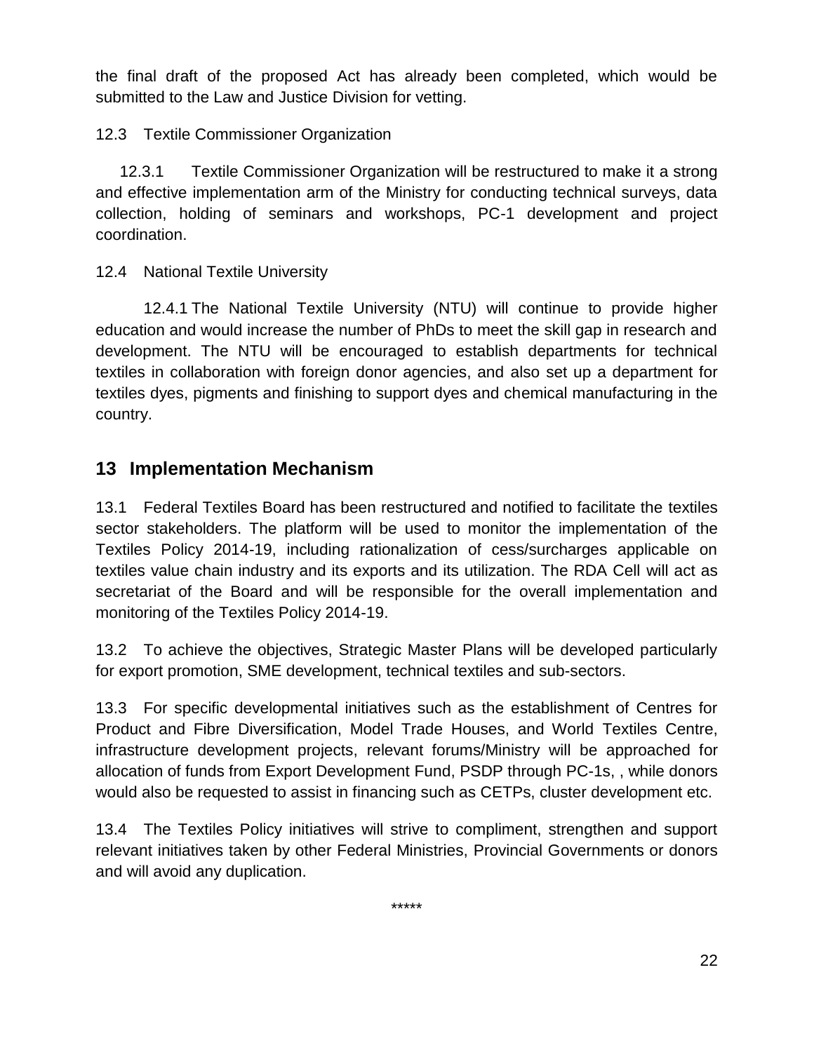the final draft of the proposed Act has already been completed, which would be submitted to the Law and Justice Division for vetting.

12.3 Textile Commissioner Organization

12.3.1 Textile Commissioner Organization will be restructured to make it a strong and effective implementation arm of the Ministry for conducting technical surveys, data collection, holding of seminars and workshops, PC-1 development and project coordination.

12.4 National Textile University

12.4.1 The National Textile University (NTU) will continue to provide higher education and would increase the number of PhDs to meet the skill gap in research and development. The NTU will be encouraged to establish departments for technical textiles in collaboration with foreign donor agencies, and also set up a department for textiles dyes, pigments and finishing to support dyes and chemical manufacturing in the country.

## 13 Implementation Mechanism

13.1 Federal Textiles Board has been restructured and notified to facilitate the textiles sector stakeholders. The platform will be used to monitor the implementation of the Textiles Policy 2014-19, including rationalization of cess/surcharges applicable on textiles value chain industry and its exports and its utilization. The RDA Cell will act as secretariat of the Board and will be responsible for the overall implementation and monitoring of the Textiles Policy 2014-19.

13.2 To achieve the objectives, Strategic Master Plans will be developed particularly for export promotion, SME development, technical textiles and sub-sectors.

13.3 For specific developmental initiatives such as the establishment of Centres for Product and Fibre Diversification, Model Trade Houses, and World Textiles Centre, infrastructure development projects, relevant forums/Ministry will be approached for allocation of funds from Export Development Fund, PSDP through PC-1s, , while donors would also be requested to assist in financing such as CETPs, cluster development etc.

13.4 The Textiles Policy initiatives will strive to compliment, strengthen and support relevant initiatives taken by other Federal Ministries, Provincial Governments or donors and will avoid any duplication.

*****